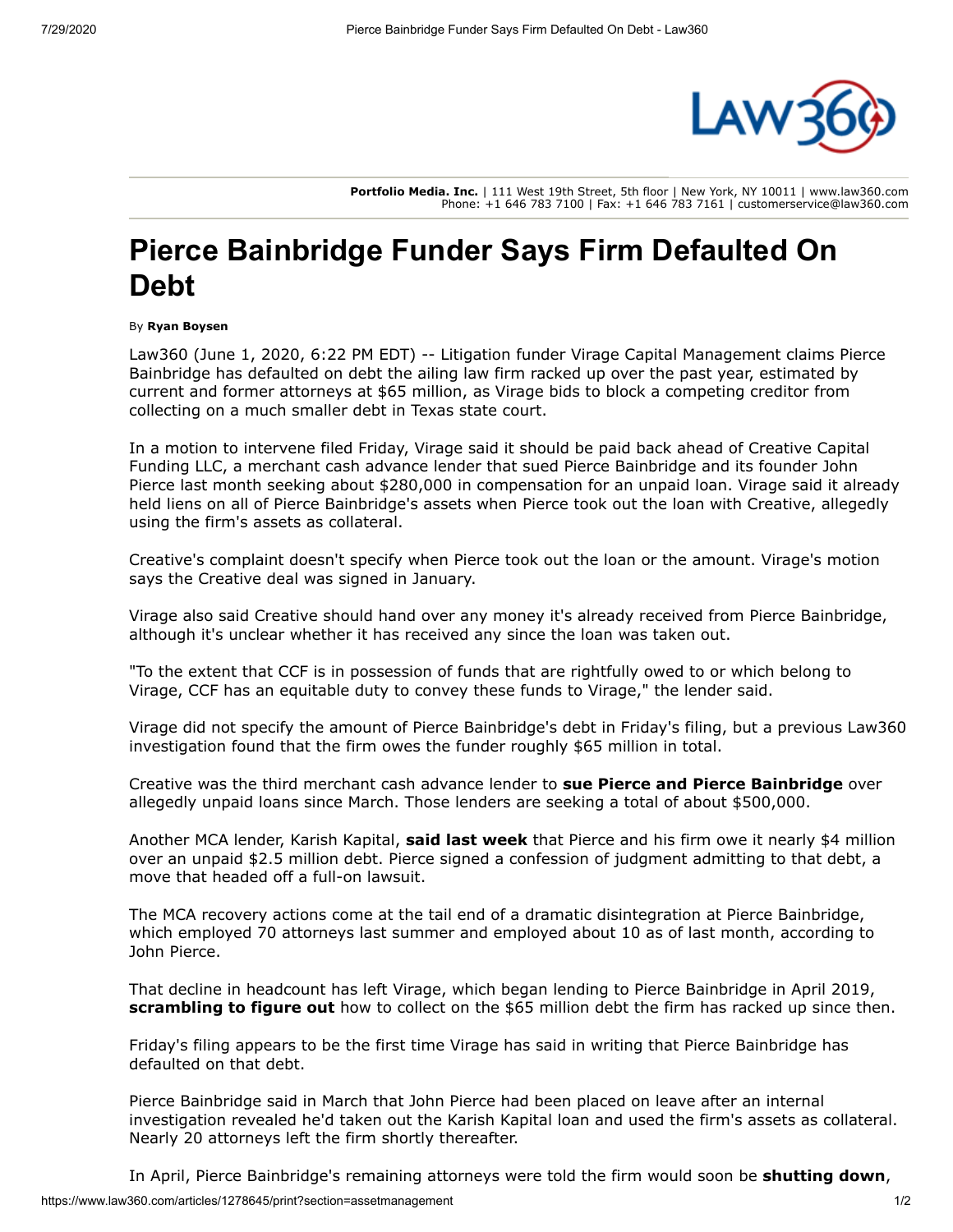Portfolio Media. Inc. | 111 West 19th Street, 5th floor | New York, NY 10011 | www.law360.com
Phone: +1 646 783 7100 | Fax: +1 646 783 7161 | customerservice@law360.com

# Pierce Bainbridge Funder Says Firm Defaulted On Debt

By **Ryan Boysen**

Law360 (June 1, 2020, 6:22 PM EDT) -- Litigation funder Virage Capital Management claims Pierce Bainbridge has defaulted on debt the ailing law firm racked up over the past year, estimated by current and former attorneys at $65 million, as Virage bids to block a competing creditor from collecting on a much smaller debt in Texas state court.

In a motion to intervene filed Friday, Virage said it should be paid back ahead of Creative Capital Funding LLC, a merchant cash advance lender that sued Pierce Bainbridge and its founder John Pierce last month seeking about $280,000 in compensation for an unpaid loan. Virage said it already held liens on all of Pierce Bainbridge's assets when Pierce took out the loan with Creative, allegedly using the firm's assets as collateral.

Creative's complaint doesn't specify when Pierce took out the loan or the amount. Virage's motion says the Creative deal was signed in January.

Virage also said Creative should hand over any money it's already received from Pierce Bainbridge, although it's unclear whether it has received any since the loan was taken out.

"To the extent that CCF is in possession of funds that are rightfully owed to or which belong to Virage, CCF has an equitable duty to convey these funds to Virage," the lender said.

Virage did not specify the amount of Pierce Bainbridge's debt in Friday's filing, but a previous Law360 investigation found that the firm owes the funder roughly $65 million in total.

Creative was the third merchant cash advance lender to **sue Pierce and Pierce Bainbridge** over allegedly unpaid loans since March. Those lenders are seeking a total of about $500,000.

Another MCA lender, Karish Kapital, **said last week** that Pierce and his firm owe it nearly $4 million over an unpaid $2.5 million debt. Pierce signed a confession of judgment admitting to that debt, a move that headed off a full-on lawsuit.

The MCA recovery actions come at the tail end of a dramatic disintegration at Pierce Bainbridge, which employed 70 attorneys last summer and employed about 10 as of last month, according to John Pierce.

That decline in headcount has left Virage, which began lending to Pierce Bainbridge in April 2019, **scrambling to figure out** how to collect on the $65 million debt the firm has racked up since then.

Friday's filing appears to be the first time Virage has said in writing that Pierce Bainbridge has defaulted on that debt.

Pierce Bainbridge said in March that John Pierce had been placed on leave after an internal investigation revealed he'd taken out the Karish Kapital loan and used the firm's assets as collateral. Nearly 20 attorneys left the firm shortly thereafter.

In April, Pierce Bainbridge's remaining attorneys were told the firm would soon be **shutting down**,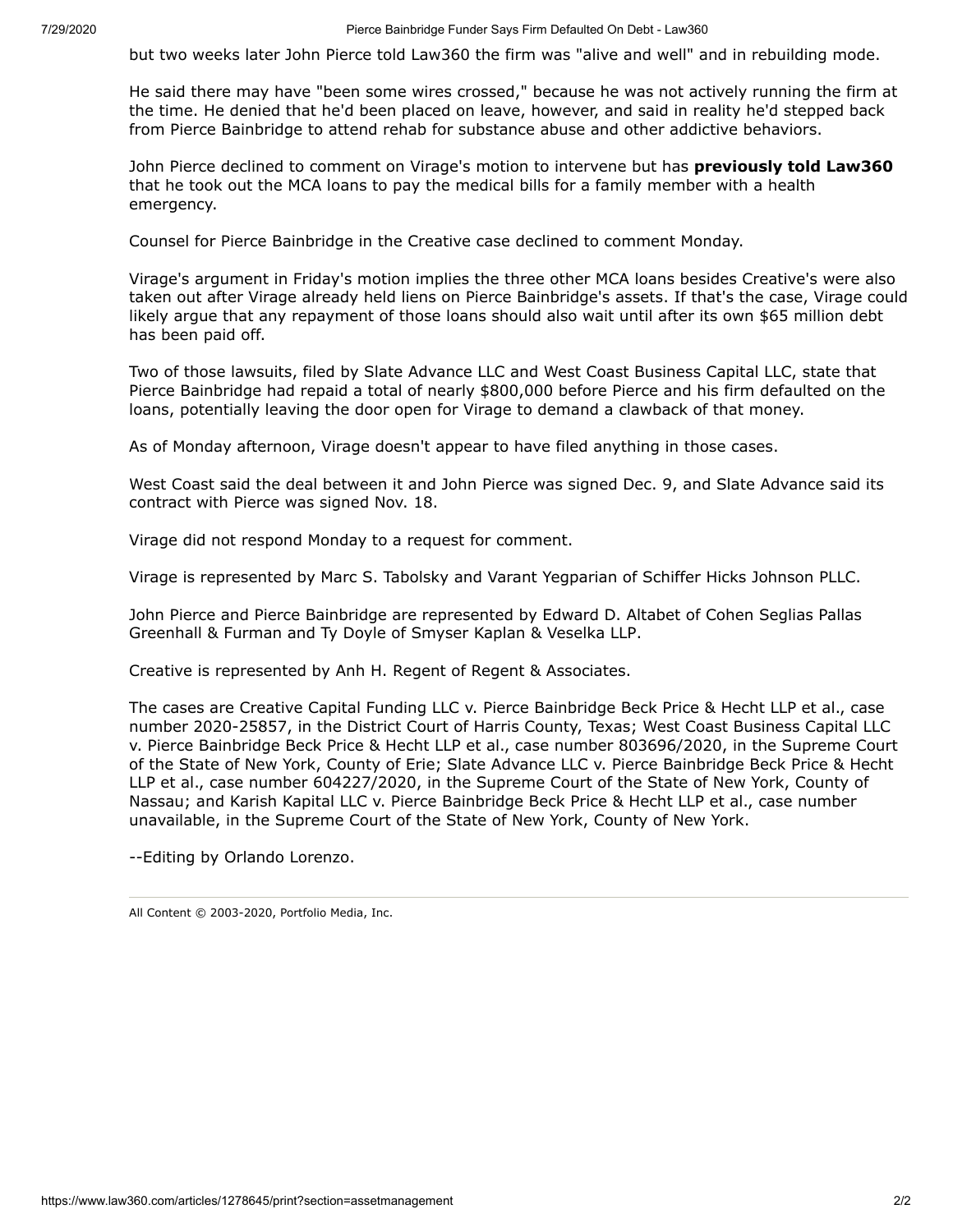but two weeks later John Pierce told Law360 the firm was "alive and well" and in rebuilding mode.

He said there may have "been some wires crossed," because he was not actively running the firm at the time. He denied that he'd been placed on leave, however, and said in reality he'd stepped back from Pierce Bainbridge to attend rehab for substance abuse and other addictive behaviors.

John Pierce declined to comment on Virage's motion to intervene but has **previously told Law360** that he took out the MCA loans to pay the medical bills for a family member with a health emergency.

Counsel for Pierce Bainbridge in the Creative case declined to comment Monday.

Virage's argument in Friday's motion implies the three other MCA loans besides Creative's were also taken out after Virage already held liens on Pierce Bainbridge's assets. If that's the case, Virage could likely argue that any repayment of those loans should also wait until after its own $65 million debt has been paid off.

Two of those lawsuits, filed by Slate Advance LLC and West Coast Business Capital LLC, state that Pierce Bainbridge had repaid a total of nearly $800,000 before Pierce and his firm defaulted on the loans, potentially leaving the door open for Virage to demand a clawback of that money.

As of Monday afternoon, Virage doesn't appear to have filed anything in those cases.

West Coast said the deal between it and John Pierce was signed Dec. 9, and Slate Advance said its contract with Pierce was signed Nov. 18.

Virage did not respond Monday to a request for comment.

Virage is represented by Marc S. Tabolsky and Varant Yegparian of Schiffer Hicks Johnson PLLC.

John Pierce and Pierce Bainbridge are represented by Edward D. Altabet of Cohen Seglias Pallas Greenhall & Furman and Ty Doyle of Smyser Kaplan & Veselka LLP.

Creative is represented by Anh H. Regent of Regent & Associates.

The cases are Creative Capital Funding LLC v. Pierce Bainbridge Beck Price & Hecht LLP et al., case number 2020-25857, in the District Court of Harris County, Texas; West Coast Business Capital LLC v. Pierce Bainbridge Beck Price & Hecht LLP et al., case number 803696/2020, in the Supreme Court of the State of New York, County of Erie; Slate Advance LLC v. Pierce Bainbridge Beck Price & Hecht LLP et al., case number 604227/2020, in the Supreme Court of the State of New York, County of Nassau; and Karish Kapital LLC v. Pierce Bainbridge Beck Price & Hecht LLP et al., case number unavailable, in the Supreme Court of the State of New York, County of New York.

--Editing by Orlando Lorenzo.

All Content © 2003-2020, Portfolio Media, Inc.